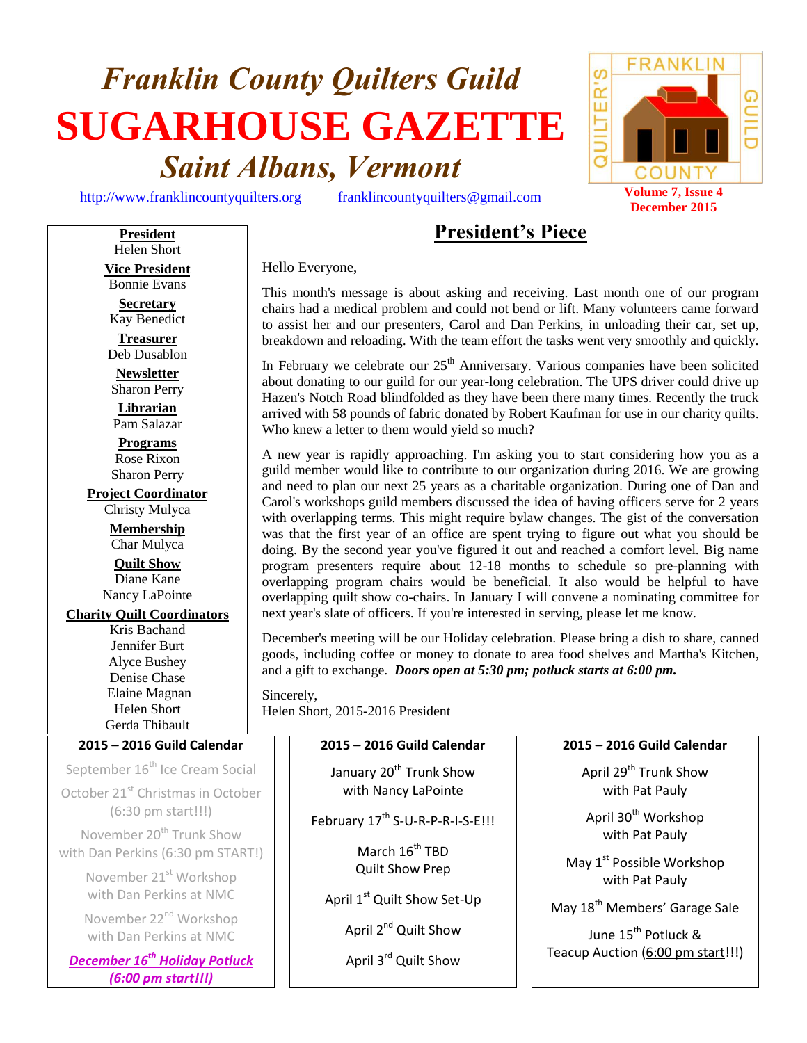# Franklin County Quilters Guild

# SUGARHOUSE GAZETTE

## Saint Albans, Vermont

http://www.franklincountyquilters.org franklincountyquilters@gmail.com

Volume 7, Issue 4
December 2015

**President**
Helen Short

**Vice President**
Bonnie Evans

**Secretary**
Kay Benedict

**Treasurer**
Deb Dusablon

**Newsletter**
Sharon Perry

**Librarian**
Pam Salazar

**Programs**
Rose Rixon
Sharon Perry

**Project Coordinator**
Christy Mulyca

**Membership**
Char Mulyca

**Quilt Show**
Diane Kane
Nancy LaPointe

**Charity Quilt Coordinators**
Kris Bachand
Jennifer Burt
Alyce Bushey
Denise Chase
Elaine Magnan
Helen Short
Gerda Thibault

## President's Piece

Hello Everyone,

This month's message is about asking and receiving. Last month one of our program chairs had a medical problem and could not bend or lift. Many volunteers came forward to assist her and our presenters, Carol and Dan Perkins, in unloading their car, set up, breakdown and reloading. With the team effort the tasks went very smoothly and quickly.

In February we celebrate our 25th Anniversary. Various companies have been solicited about donating to our guild for our year-long celebration. The UPS driver could drive up Hazen's Notch Road blindfolded as they have been there many times. Recently the truck arrived with 58 pounds of fabric donated by Robert Kaufman for use in our charity quilts. Who knew a letter to them would yield so much?

A new year is rapidly approaching. I'm asking you to start considering how you as a guild member would like to contribute to our organization during 2016. We are growing and need to plan our next 25 years as a charitable organization. During one of Dan and Carol's workshops guild members discussed the idea of having officers serve for 2 years with overlapping terms. This might require bylaw changes. The gist of the conversation was that the first year of an office are spent trying to figure out what you should be doing. By the second year you've figured it out and reached a comfort level. Big name program presenters require about 12-18 months to schedule so pre-planning with overlapping program chairs would be beneficial. It also would be helpful to have overlapping quilt show co-chairs. In January I will convene a nominating committee for next year's slate of officers. If you're interested in serving, please let me know.

December's meeting will be our Holiday celebration. Please bring a dish to share, canned goods, including coffee or money to donate to area food shelves and Martha's Kitchen, and a gift to exchange. ***Doors open at 5:30 pm; potluck starts at 6:00 pm.***

Sincerely,
Helen Short, 2015-2016 President

### 2015 – 2016 Guild Calendar

September 16th Ice Cream Social

October 21st Christmas in October (6:30 pm start!!!)

November 20th Trunk Show with Dan Perkins (6:30 pm START!)

November 21st Workshop with Dan Perkins at NMC

November 22nd Workshop with Dan Perkins at NMC

***December 16th Holiday Potluck (6:00 pm start!!!)***

January 20th Trunk Show with Nancy LaPointe

February 17th S-U-R-P-R-I-S-E!!!

March 16th TBD Quilt Show Prep

April 1st Quilt Show Set-Up

April 2nd Quilt Show

April 3rd Quilt Show

April 29th Trunk Show with Pat Pauly

April 30th Workshop with Pat Pauly

May 1st Possible Workshop with Pat Pauly

May 18th Members' Garage Sale

June 15th Potluck & Teacup Auction (6:00 pm start!!!)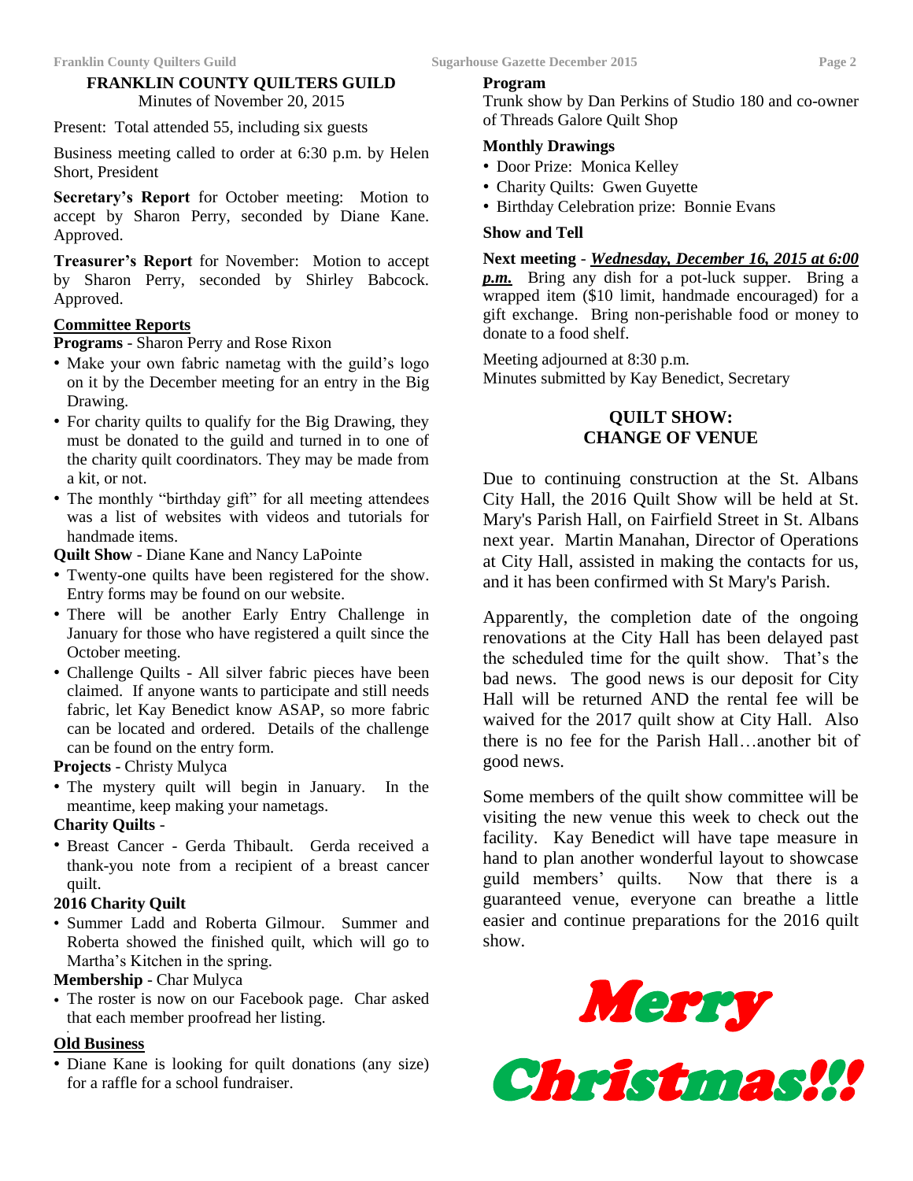## FRANKLIN COUNTY QUILTERS GUILD

Minutes of November 20, 2015

Present: Total attended 55, including six guests

Business meeting called to order at 6:30 p.m. by Helen Short, President

**Secretary's Report** for October meeting: Motion to accept by Sharon Perry, seconded by Diane Kane. Approved.

**Treasurer's Report** for November: Motion to accept by Sharon Perry, seconded by Shirley Babcock. Approved.

### Committee Reports

**Programs** - Sharon Perry and Rose Rixon

- Make your own fabric nametag with the guild's logo on it by the December meeting for an entry in the Big Drawing.
- For charity quilts to qualify for the Big Drawing, they must be donated to the guild and turned in to one of the charity quilt coordinators. They may be made from a kit, or not.
- The monthly "birthday gift" for all meeting attendees was a list of websites with videos and tutorials for handmade items.

**Quilt Show** - Diane Kane and Nancy LaPointe

- Twenty-one quilts have been registered for the show. Entry forms may be found on our website.
- There will be another Early Entry Challenge in January for those who have registered a quilt since the October meeting.
- Challenge Quilts - All silver fabric pieces have been claimed. If anyone wants to participate and still needs fabric, let Kay Benedict know ASAP, so more fabric can be located and ordered. Details of the challenge can be found on the entry form.

**Projects** - Christy Mulyca

- The mystery quilt will begin in January. In the meantime, keep making your nametags.

**Charity Quilts** -

- Breast Cancer - Gerda Thibault. Gerda received a thank-you note from a recipient of a breast cancer quilt.

**2016 Charity Quilt**

- Summer Ladd and Roberta Gilmour. Summer and Roberta showed the finished quilt, which will go to Martha's Kitchen in the spring.

**Membership** - Char Mulyca

- The roster is now on our Facebook page. Char asked that each member proofread her listing.

### Old Business

- Diane Kane is looking for quilt donations (any size) for a raffle for a school fundraiser.

**Program**

Trunk show by Dan Perkins of Studio 180 and co-owner of Threads Galore Quilt Shop

**Monthly Drawings**

- Door Prize: Monica Kelley
- Charity Quilts: Gwen Guyette
- Birthday Celebration prize: Bonnie Evans

**Show and Tell**

**Next meeting** - ***Wednesday, December 16, 2015 at 6:00 p.m.*** Bring any dish for a pot-luck supper. Bring a wrapped item ($10 limit, handmade encouraged) for a gift exchange. Bring non-perishable food or money to donate to a food shelf.

Meeting adjourned at 8:30 p.m.
Minutes submitted by Kay Benedict, Secretary

## QUILT SHOW: CHANGE OF VENUE

Due to continuing construction at the St. Albans City Hall, the 2016 Quilt Show will be held at St. Mary's Parish Hall, on Fairfield Street in St. Albans next year. Martin Manahan, Director of Operations at City Hall, assisted in making the contacts for us, and it has been confirmed with St Mary's Parish.

Apparently, the completion date of the ongoing renovations at the City Hall has been delayed past the scheduled time for the quilt show. That's the bad news. The good news is our deposit for City Hall will be returned AND the rental fee will be waived for the 2017 quilt show at City Hall. Also there is no fee for the Parish Hall…another bit of good news.

Some members of the quilt show committee will be visiting the new venue this week to check out the facility. Kay Benedict will have tape measure in hand to plan another wonderful layout to showcase guild members' quilts. Now that there is a guaranteed venue, everyone can breathe a little easier and continue preparations for the 2016 quilt show.

**Merry Christmas!!!**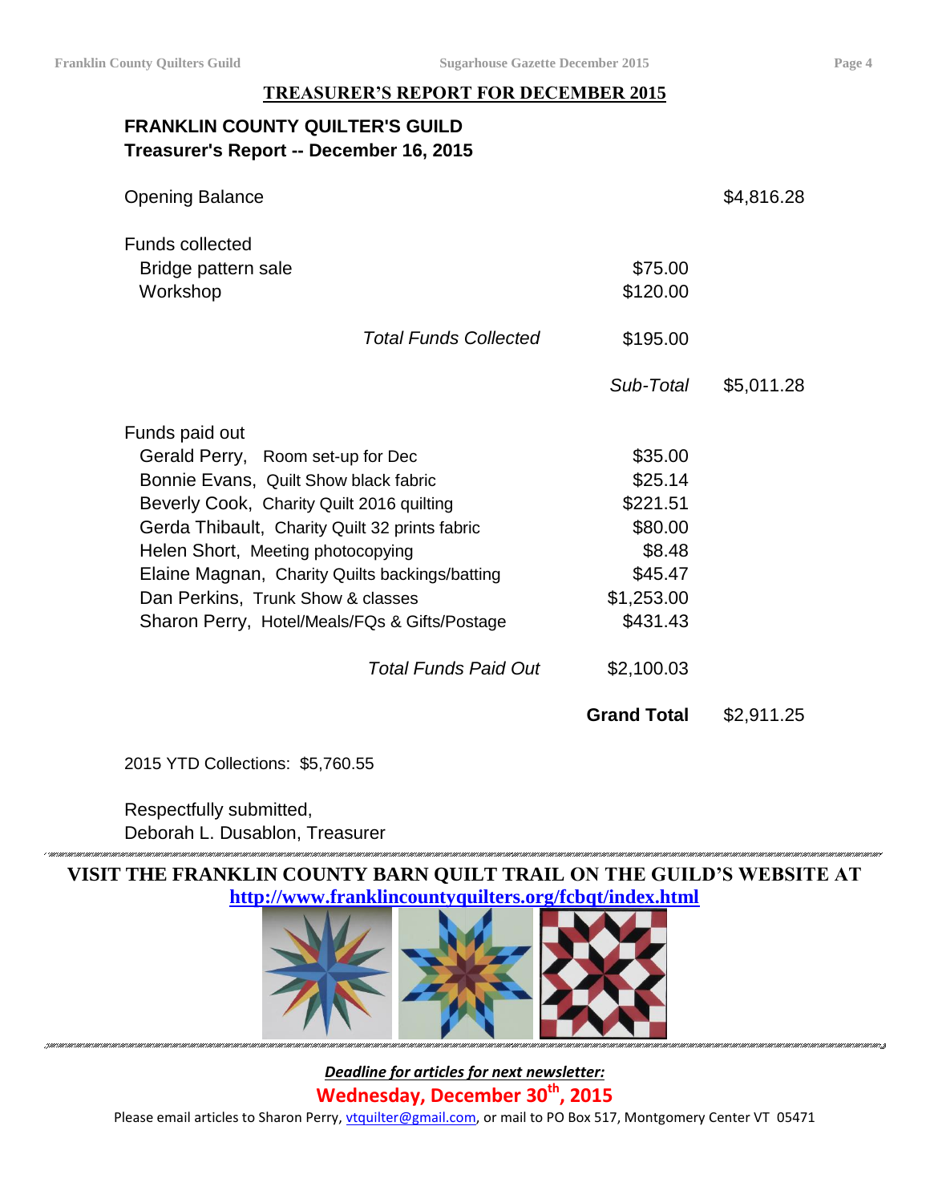## TREASURER'S REPORT FOR DECEMBER 2015

### FRANKLIN COUNTY QUILTER'S GUILD
### Treasurer's Report -- December 16, 2015

| | | |
|---|---|---|
| Opening Balance | | $4,816.28 |
| **Funds collected** | | |
| Bridge pattern sale | $75.00 | |
| Workshop | $120.00 | |
| *Total Funds Collected* | $195.00 | |
| | *Sub-Total* | $5,011.28 |
| **Funds paid out** | | |
| Gerald Perry, Room set-up for Dec | $35.00 | |
| Bonnie Evans, Quilt Show black fabric | $25.14 | |
| Beverly Cook, Charity Quilt 2016 quilting | $221.51 | |
| Gerda Thibault, Charity Quilt 32 prints fabric | $80.00 | |
| Helen Short, Meeting photocopying | $8.48 | |
| Elaine Magnan, Charity Quilts backings/batting | $45.47 | |
| Dan Perkins, Trunk Show & classes | $1,253.00 | |
| Sharon Perry, Hotel/Meals/FQs & Gifts/Postage | $431.43 | |
| *Total Funds Paid Out* | $2,100.03 | |
| | **Grand Total** | $2,911.25 |

2015 YTD Collections: $5,760.55

Respectfully submitted,
Deborah L. Dusablon, Treasurer

**VISIT THE FRANKLIN COUNTY BARN QUILT TRAIL ON THE GUILD'S WEBSITE AT**
**http://www.franklincountyquilters.org/fcbqt/index.html**

***Deadline for articles for next newsletter:***
**Wednesday, December 30th, 2015**

Please email articles to Sharon Perry, vtquilter@gmail.com, or mail to PO Box 517, Montgomery Center VT 05471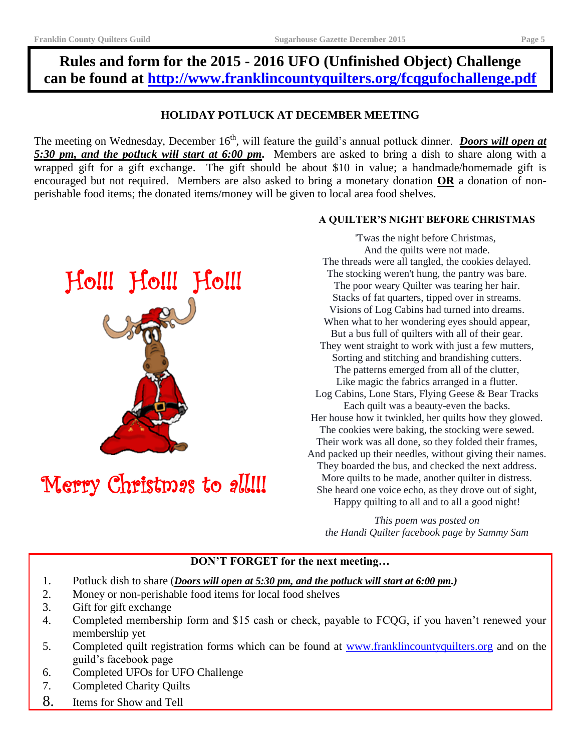# Rules and form for the 2015 - 2016 UFO (Unfinished Object) Challenge can be found at http://www.franklincountyquilters.org/fcqgufochallenge.pdf

## HOLIDAY POTLUCK AT DECEMBER MEETING

The meeting on Wednesday, December 16th, will feature the guild's annual potluck dinner. ***Doors will open at 5:30 pm, and the potluck will start at 6:00 pm***. Members are asked to bring a dish to share along with a wrapped gift for a gift exchange. The gift should be about $10 in value; a handmade/homemade gift is encouraged but not required. Members are also asked to bring a monetary donation **OR** a donation of non-perishable food items; the donated items/money will be given to local area food shelves.

Ho!!! Ho!!! Ho!!!

Merry Christmas to all!!!

### A QUILTER'S NIGHT BEFORE CHRISTMAS

'Twas the night before Christmas,
And the quilts were not made.
The threads were all tangled, the cookies delayed.
The stocking weren't hung, the pantry was bare.
The poor weary Quilter was tearing her hair.
Stacks of fat quarters, tipped over in streams.
Visions of Log Cabins had turned into dreams.
When what to her wondering eyes should appear,
But a bus full of quilters with all of their gear.
They went straight to work with just a few mutters,
Sorting and stitching and brandishing cutters.
The patterns emerged from all of the clutter,
Like magic the fabrics arranged in a flutter.
Log Cabins, Lone Stars, Flying Geese & Bear Tracks
Each quilt was a beauty-even the backs.
Her house how it twinkled, her quilts how they glowed.
The cookies were baking, the stocking were sewed.
Their work was all done, so they folded their frames,
And packed up their needles, without giving their names.
They boarded the bus, and checked the next address.
More quilts to be made, another quilter in distress.
She heard one voice echo, as they drove out of sight,
Happy quilting to all and to all a good night!

*This poem was posted on the Handi Quilter facebook page by Sammy Sam*

### DON'T FORGET for the next meeting…

1. Potluck dish to share (***Doors will open at 5:30 pm, and the potluck will start at 6:00 pm.***)
2. Money or non-perishable food items for local food shelves
3. Gift for gift exchange
4. Completed membership form and $15 cash or check, payable to FCQG, if you haven't renewed your membership yet
5. Completed quilt registration forms which can be found at www.franklincountyquilters.org and on the guild's facebook page
6. Completed UFOs for UFO Challenge
7. Completed Charity Quilts
8. Items for Show and Tell